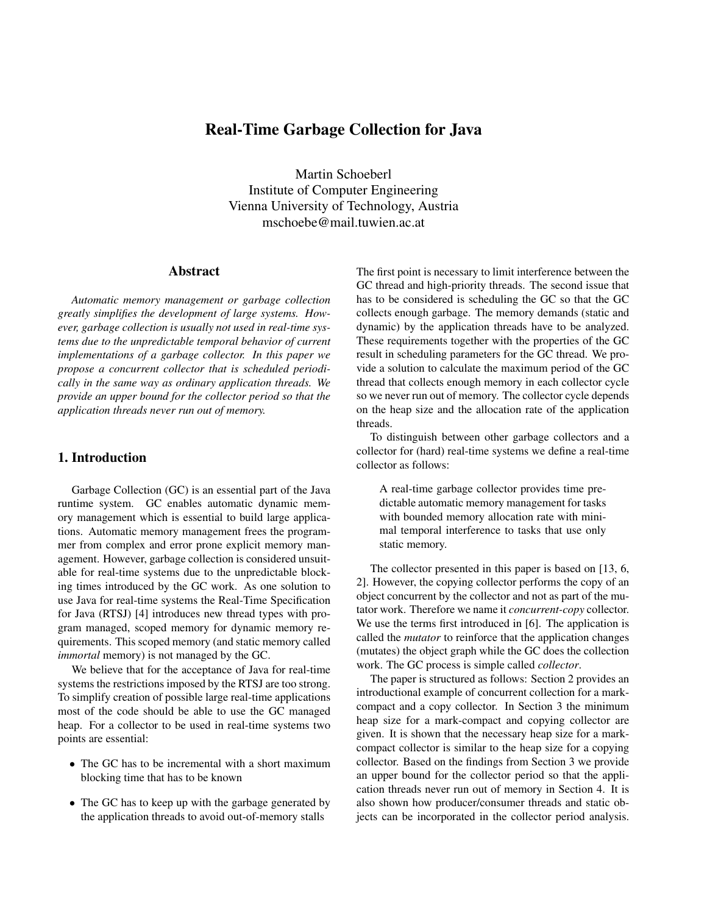# Real-Time Garbage Collection for Java

Martin Schoeberl
Institute of Computer Engineering
Vienna University of Technology, Austria
mschoebe@mail.tuwien.ac.at

## Abstract

*Automatic memory management or garbage collection greatly simplifies the development of large systems. However, garbage collection is usually not used in real-time systems due to the unpredictable temporal behavior of current implementations of a garbage collector. In this paper we propose a concurrent collector that is scheduled periodically in the same way as ordinary application threads. We provide an upper bound for the collector period so that the application threads never run out of memory.*

## 1. Introduction

Garbage Collection (GC) is an essential part of the Java runtime system. GC enables automatic dynamic memory management which is essential to build large applications. Automatic memory management frees the programmer from complex and error prone explicit memory management. However, garbage collection is considered unsuitable for real-time systems due to the unpredictable blocking times introduced by the GC work. As one solution to use Java for real-time systems the Real-Time Specification for Java (RTSJ) [4] introduces new thread types with program managed, scoped memory for dynamic memory requirements. This scoped memory (and static memory called *immortal* memory) is not managed by the GC.

We believe that for the acceptance of Java for real-time systems the restrictions imposed by the RTSJ are too strong. To simplify creation of possible large real-time applications most of the code should be able to use the GC managed heap. For a collector to be used in real-time systems two points are essential:

- The GC has to be incremental with a short maximum blocking time that has to be known
- The GC has to keep up with the garbage generated by the application threads to avoid out-of-memory stalls

The first point is necessary to limit interference between the GC thread and high-priority threads. The second issue that has to be considered is scheduling the GC so that the GC collects enough garbage. The memory demands (static and dynamic) by the application threads have to be analyzed. These requirements together with the properties of the GC result in scheduling parameters for the GC thread. We provide a solution to calculate the maximum period of the GC thread that collects enough memory in each collector cycle so we never run out of memory. The collector cycle depends on the heap size and the allocation rate of the application threads.

To distinguish between other garbage collectors and a collector for (hard) real-time systems we define a real-time collector as follows:

> A real-time garbage collector provides time predictable automatic memory management for tasks with bounded memory allocation rate with minimal temporal interference to tasks that use only static memory.

The collector presented in this paper is based on [13, 6, 2]. However, the copying collector performs the copy of an object concurrent by the collector and not as part of the mutator work. Therefore we name it *concurrent-copy* collector. We use the terms first introduced in [6]. The application is called the *mutator* to reinforce that the application changes (mutates) the object graph while the GC does the collection work. The GC process is simple called *collector*.

The paper is structured as follows: Section 2 provides an introductional example of concurrent collection for a mark-compact and a copy collector. In Section 3 the minimum heap size for a mark-compact and copying collector are given. It is shown that the necessary heap size for a mark-compact collector is similar to the heap size for a copying collector. Based on the findings from Section 3 we provide an upper bound for the collector period so that the application threads never run out of memory in Section 4. It is also shown how producer/consumer threads and static objects can be incorporated in the collector period analysis.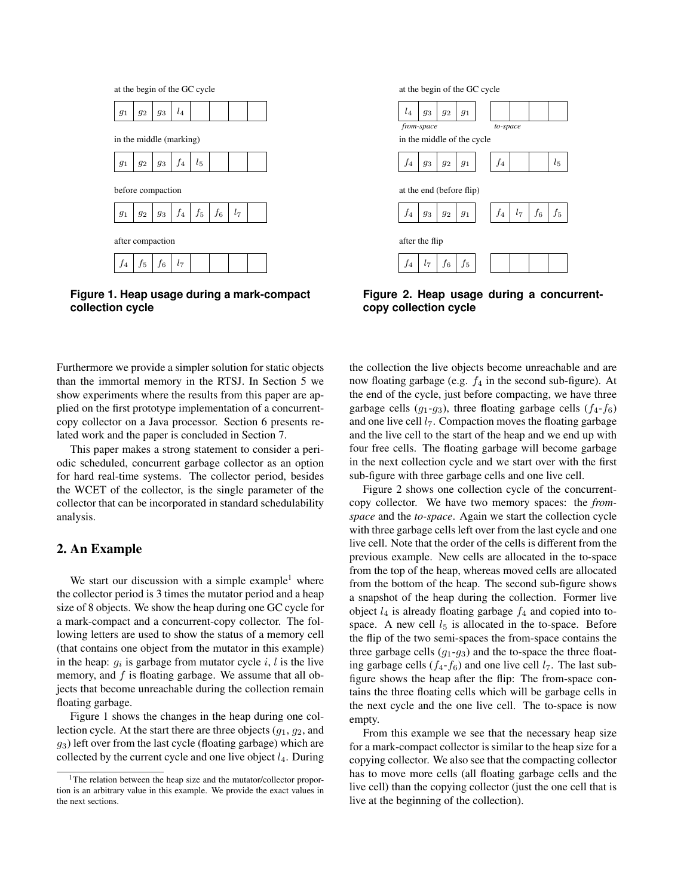at the begin of the GC cycle

| $g_1$ | $g_2$ | $g_3$ | $l_4$ | | | | |
|---|---|---|---|---|---|---|---|

in the middle (marking)

| $g_1$ | $g_2$ | $g_3$ | $f_4$ | $l_5$ | | | |
|---|---|---|---|---|---|---|---|

before compaction

| $g_1$ | $g_2$ | $g_3$ | $f_4$ | $f_5$ | $f_6$ | $l_7$ | |
|---|---|---|---|---|---|---|---|

after compaction

| $f_4$ | $f_5$ | $f_6$ | $l_7$ | | | | |
|---|---|---|---|---|---|---|---|

**Figure 1. Heap usage during a mark-compact collection cycle**

at the begin of the GC cycle

| $l_4$ | $g_3$ | $g_2$ | $g_1$ | | | | | |
|---|---|---|---|---|---|---|---|---|
| *from-space* | | | | | *to-space* | | | |

in the middle of the cycle

| $f_4$ | $g_3$ | $g_2$ | $g_1$ | | $f_4$ | | | $l_5$ |
|---|---|---|---|---|---|---|---|---|

at the end (before flip)

| $f_4$ | $g_3$ | $g_2$ | $g_1$ | | $f_4$ | $l_7$ | $f_6$ | $f_5$ |
|---|---|---|---|---|---|---|---|---|

after the flip

| $f_4$ | $l_7$ | $f_6$ | $f_5$ | | | | | |
|---|---|---|---|---|---|---|---|---|

**Figure 2. Heap usage during a concurrent-copy collection cycle**

Furthermore we provide a simpler solution for static objects than the immortal memory in the RTSJ. In Section 5 we show experiments where the results from this paper are applied on the first prototype implementation of a concurrent-copy collector on a Java processor. Section 6 presents related work and the paper is concluded in Section 7.

This paper makes a strong statement to consider a periodic scheduled, concurrent garbage collector as an option for hard real-time systems. The collector period, besides the WCET of the collector, is the single parameter of the collector that can be incorporated in standard schedulability analysis.

## 2. An Example

We start our discussion with a simple example[1] where the collector period is 3 times the mutator period and a heap size of 8 objects. We show the heap during one GC cycle for a mark-compact and a concurrent-copy collector. The following letters are used to show the status of a memory cell (that contains one object from the mutator in this example) in the heap: $g_i$ is garbage from mutator cycle $i$, $l$ is the live memory, and $f$ is floating garbage. We assume that all objects that become unreachable during the collection remain floating garbage.

Figure 1 shows the changes in the heap during one collection cycle. At the start there are three objects ($g_1$, $g_2$, and $g_3$) left over from the last cycle (floating garbage) which are collected by the current cycle and one live object $l_4$. During the collection the live objects become unreachable and are now floating garbage (e.g. $f_4$ in the second sub-figure). At the end of the cycle, just before compacting, we have three garbage cells ($g_1$-$g_3$), three floating garbage cells ($f_4$-$f_6$) and one live cell $l_7$. Compaction moves the floating garbage and the live cell to the start of the heap and we end up with four free cells. The floating garbage will become garbage in the next collection cycle and we start over with the first sub-figure with three garbage cells and one live cell.

Figure 2 shows one collection cycle of the concurrent-copy collector. We have two memory spaces: the *from-space* and the *to-space*. Again we start the collection cycle with three garbage cells left over from the last cycle and one live cell. Note that the order of the cells is different from the previous example. New cells are allocated in the to-space from the top of the heap, whereas moved cells are allocated from the bottom of the heap. The second sub-figure shows a snapshot of the heap during the collection. Former live object $l_4$ is already floating garbage $f_4$ and copied into to-space. A new cell $l_5$ is allocated in the to-space. Before the flip of the two semi-spaces the from-space contains the three garbage cells ($g_1$-$g_3$) and the to-space the three floating garbage cells ($f_4$-$f_6$) and one live cell $l_7$. The last sub-figure shows the heap after the flip: The from-space contains the three floating cells which will be garbage cells in the next cycle and the one live cell. The to-space is now empty.

From this example we see that the necessary heap size for a mark-compact collector is similar to the heap size for a copying collector. We also see that the compacting collector has to move more cells (all floating garbage cells and the live cell) than the copying collector (just the one cell that is live at the beginning of the collection).

[1] The relation between the heap size and the mutator/collector proportion is an arbitrary value in this example. We provide the exact values in the next sections.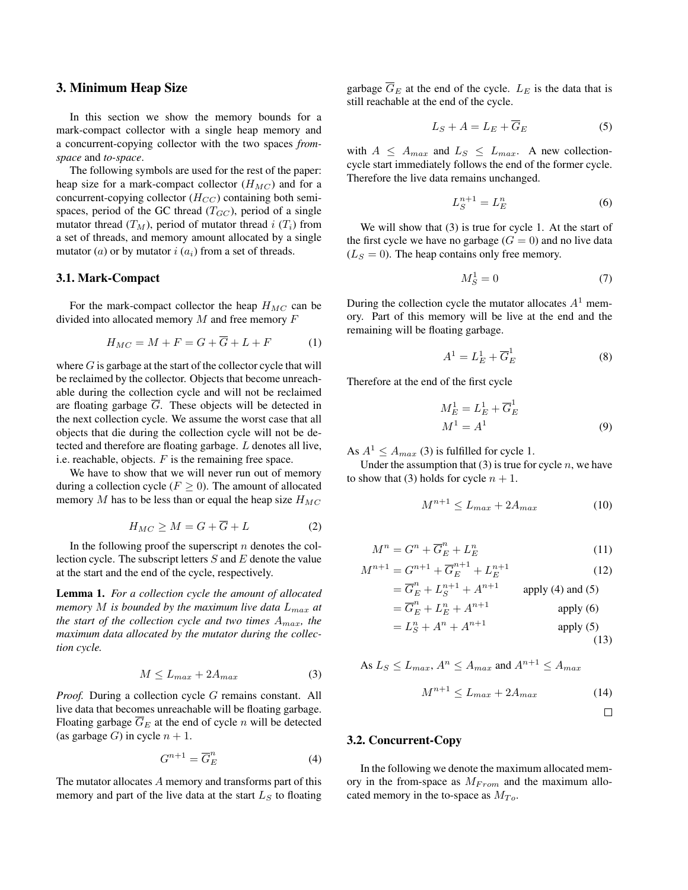## 3. Minimum Heap Size

In this section we show the memory bounds for a mark-compact collector with a single heap memory and a concurrent-copying collector with the two spaces *from-space* and *to-space*.

The following symbols are used for the rest of the paper: heap size for a mark-compact collector ($H_{MC}$) and for a concurrent-copying collector ($H_{CC}$) containing both semi-spaces, period of the GC thread ($T_{GC}$), period of a single mutator thread ($T_M$), period of mutator thread $i$ ($T_i$) from a set of threads, and memory amount allocated by a single mutator ($a$) or by mutator $i$ ($a_i$) from a set of threads.

### 3.1. Mark-Compact

For the mark-compact collector the heap $H_{MC}$ can be divided into allocated memory $M$ and free memory $F$

$$H_{MC} = M + F = G + \overline{G} + L + F \tag{1}$$

where $G$ is garbage at the start of the collector cycle that will be reclaimed by the collector. Objects that become unreachable during the collection cycle and will not be reclaimed are floating garbage $\overline{G}$. These objects will be detected in the next collection cycle. We assume the worst case that all objects that die during the collection cycle will not be detected and therefore are floating garbage. $L$ denotes all live, i.e. reachable, objects. $F$ is the remaining free space.

We have to show that we will never run out of memory during a collection cycle ($F \geq 0$). The amount of allocated memory $M$ has to be less than or equal the heap size $H_{MC}$

$$H_{MC} \geq M = G + \overline{G} + L \tag{2}$$

In the following proof the superscript $n$ denotes the collection cycle. The subscript letters $S$ and $E$ denote the value at the start and the end of the cycle, respectively.

**Lemma 1.** *For a collection cycle the amount of allocated memory $M$ is bounded by the maximum live data $L_{max}$ at the start of the collection cycle and two times $A_{max}$, the maximum data allocated by the mutator during the collection cycle.*

$$M \leq L_{max} + 2A_{max} \tag{3}$$

*Proof.* During a collection cycle $G$ remains constant. All live data that becomes unreachable will be floating garbage. Floating garbage $\overline{G}_E$ at the end of cycle $n$ will be detected (as garbage $G$) in cycle $n+1$.

$$G^{n+1} = \overline{G}^n_E \tag{4}$$

The mutator allocates $A$ memory and transforms part of this memory and part of the live data at the start $L_S$ to floating garbage $\overline{G}_E$ at the end of the cycle. $L_E$ is the data that is still reachable at the end of the cycle.

$$L_S + A = L_E + \overline{G}_E \tag{5}$$

with $A \leq A_{max}$ and $L_S \leq L_{max}$. A new collection-cycle start immediately follows the end of the former cycle. Therefore the live data remains unchanged.

$$L^{n+1}_S = L^n_E \tag{6}$$

We will show that (3) is true for cycle 1. At the start of the first cycle we have no garbage ($G = 0$) and no live data ($L_S = 0$). The heap contains only free memory.

$$M^1_S = 0 \tag{7}$$

During the collection cycle the mutator allocates $A^1$ memory. Part of this memory will be live at the end and the remaining will be floating garbage.

$$A^1 = L^1_E + \overline{G}^1_E \tag{8}$$

Therefore at the end of the first cycle

$$\begin{aligned} M^1_E &= L^1_E + \overline{G}^1_E \\ M^1 &= A^1 \end{aligned} \tag{9}$$

As $A^1 \leq A_{max}$ (3) is fulfilled for cycle 1.

Under the assumption that (3) is true for cycle $n$, we have to show that (3) holds for cycle $n+1$.

$$M^{n+1} \leq L_{max} + 2A_{max} \tag{10}$$

$$M^n = G^n + \overline{G}^n_E + L^n_E \tag{11}$$

$$\begin{aligned} M^{n+1} &= G^{n+1} + \overline{G}^{n+1}_E + L^{n+1}_E && (12) \\ &= \overline{G}^n_E + L^{n+1}_S + A^{n+1} && \text{apply (4) and (5)} \\ &= \overline{G}^n_E + L^n_E + A^{n+1} && \text{apply (6)} \\ &= L^n_S + A^n + A^{n+1} && \text{apply (5)} \end{aligned} \tag{13}$$

As $L_S \leq L_{max}$, $A^n \leq A_{max}$ and $A^{n+1} \leq A_{max}$

$$M^{n+1} \leq L_{max} + 2A_{max} \tag{14}$$

□

### 3.2. Concurrent-Copy

In the following we denote the maximum allocated memory in the from-space as $M_{From}$ and the maximum allocated memory in the to-space as $M_{To}$.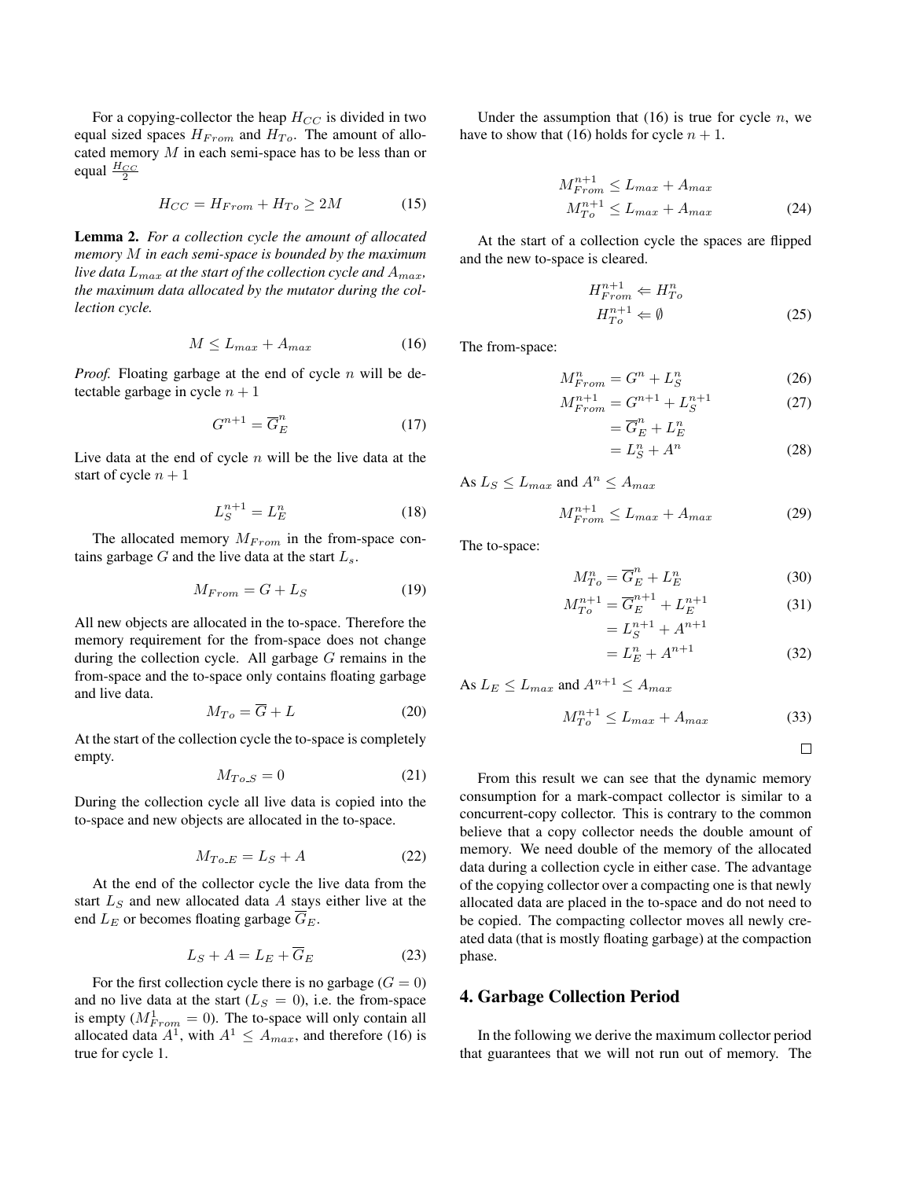For a copying-collector the heap $H_{CC}$ is divided in two equal sized spaces $H_{From}$ and $H_{To}$. The amount of allocated memory $M$ in each semi-space has to be less than or equal $\frac{H_{CC}}{2}$

$$H_{CC} = H_{From} + H_{To} \geq 2M \tag{15}$$

**Lemma 2.** *For a collection cycle the amount of allocated memory $M$ in each semi-space is bounded by the maximum live data $L_{max}$ at the start of the collection cycle and $A_{max}$, the maximum data allocated by the mutator during the collection cycle.*

$$M \leq L_{max} + A_{max} \tag{16}$$

*Proof.* Floating garbage at the end of cycle $n$ will be detectable garbage in cycle $n + 1$

$$G^{n+1} = \overline{G}_E^n \tag{17}$$

Live data at the end of cycle $n$ will be the live data at the start of cycle $n + 1$

$$L_S^{n+1} = L_E^n \tag{18}$$

The allocated memory $M_{From}$ in the from-space contains garbage $G$ and the live data at the start $L_s$.

$$M_{From} = G + L_S \tag{19}$$

All new objects are allocated in the to-space. Therefore the memory requirement for the from-space does not change during the collection cycle. All garbage $G$ remains in the from-space and the to-space only contains floating garbage and live data.

$$M_{To} = \overline{G} + L \tag{20}$$

At the start of the collection cycle the to-space is completely empty.

$$M_{To\_S} = 0 \tag{21}$$

During the collection cycle all live data is copied into the to-space and new objects are allocated in the to-space.

$$M_{To\_E} = L_S + A \tag{22}$$

At the end of the collector cycle the live data from the start $L_S$ and new allocated data $A$ stays either live at the end $L_E$ or becomes floating garbage $\overline{G}_E$.

$$L_S + A = L_E + \overline{G}_E \tag{23}$$

For the first collection cycle there is no garbage ($G = 0$) and no live data at the start ($L_S = 0$), i.e. the from-space is empty ($M^1_{From} = 0$). The to-space will only contain all allocated data $A^1$, with $A^1 \leq A_{max}$, and therefore (16) is true for cycle 1.

Under the assumption that (16) is true for cycle $n$, we have to show that (16) holds for cycle $n + 1$.

$$\begin{aligned} M_{From}^{n+1} &\leq L_{max} + A_{max} \\ M_{To}^{n+1} &\leq L_{max} + A_{max} \end{aligned} \tag{24}$$

At the start of a collection cycle the spaces are flipped and the new to-space is cleared.

$$\begin{aligned} H_{From}^{n+1} &\Leftarrow H_{To}^n \\ H_{To}^{n+1} &\Leftarrow \emptyset \end{aligned} \tag{25}$$

The from-space:

$$M_{From}^n = G^n + L_S^n \tag{26}$$

$$M_{From}^{n+1} = G^{n+1} + L_S^{n+1} \tag{27}$$

$$= \overline{G}_E^n + L_E^n$$

$$= L_S^n + A^n \tag{28}$$

As $L_S \leq L_{max}$ and $A^n \leq A_{max}$

$$M_{From}^{n+1} \leq L_{max} + A_{max} \tag{29}$$

The to-space:

$$M_{To}^n = \overline{G}_E^n + L_E^n \tag{30}$$

$$M_{To}^{n+1} = \overline{G}_E^{n+1} + L_E^{n+1} \tag{31}$$

$$= L_S^{n+1} + A^{n+1}$$

$$= L_E^n + A^{n+1} \tag{32}$$

As $L_E \leq L_{max}$ and $A^{n+1} \leq A_{max}$

$$M_{To}^{n+1} \leq L_{max} + A_{max} \tag{33}$$

□

From this result we can see that the dynamic memory consumption for a mark-compact collector is similar to a concurrent-copy collector. This is contrary to the common believe that a copy collector needs the double amount of memory. We need double of the memory of the allocated data during a collection cycle in either case. The advantage of the copying collector over a compacting one is that newly allocated data are placed in the to-space and do not need to be copied. The compacting collector moves all newly created data (that is mostly floating garbage) at the compaction phase.

## 4. Garbage Collection Period

In the following we derive the maximum collector period that guarantees that we will not run out of memory. The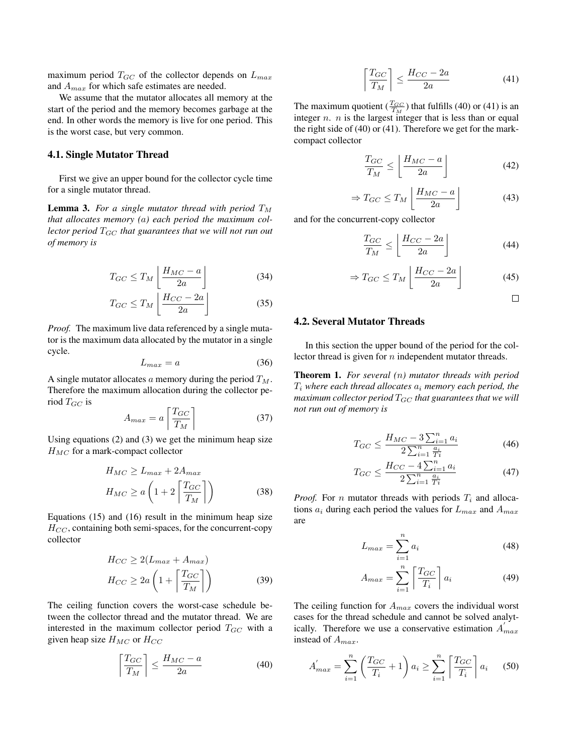maximum period $T_{GC}$ of the collector depends on $L_{max}$ and $A_{max}$ for which safe estimates are needed.

We assume that the mutator allocates all memory at the start of the period and the memory becomes garbage at the end. In other words the memory is live for one period. This is the worst case, but very common.

### 4.1. Single Mutator Thread

First we give an upper bound for the collector cycle time for a single mutator thread.

**Lemma 3.** *For a single mutator thread with period $T_M$ that allocates memory ($a$) each period the maximum collector period $T_{GC}$ that guarantees that we will not run out of memory is*

$$T_{GC} \le T_M \left\lfloor \frac{H_{MC} - a}{2a} \right\rfloor \tag{34}$$

$$T_{GC} \le T_M \left\lfloor \frac{H_{CC} - 2a}{2a} \right\rfloor \tag{35}$$

*Proof.* The maximum live data referenced by a single mutator is the maximum data allocated by the mutator in a single cycle.

$$L_{max} = a \tag{36}$$

A single mutator allocates $a$ memory during the period $T_M$. Therefore the maximum allocation during the collector period $T_{GC}$ is

$$A_{max} = a \left\lceil \frac{T_{GC}}{T_M} \right\rceil \tag{37}$$

Using equations (2) and (3) we get the minimum heap size $H_{MC}$ for a mark-compact collector

$$H_{MC} \ge L_{max} + 2A_{max}$$
$$H_{MC} \ge a\left(1 + 2\left\lceil \frac{T_{GC}}{T_M} \right\rceil\right) \tag{38}$$

Equations (15) and (16) result in the minimum heap size $H_{CC}$, containing both semi-spaces, for the concurrent-copy collector

$$H_{CC} \ge 2(L_{max} + A_{max})$$
$$H_{CC} \ge 2a\left(1 + \left\lceil \frac{T_{GC}}{T_M} \right\rceil\right) \tag{39}$$

The ceiling function covers the worst-case schedule between the collector thread and the mutator thread. We are interested in the maximum collector period $T_{GC}$ with a given heap size $H_{MC}$ or $H_{CC}$

$$\left\lceil \frac{T_{GC}}{T_M} \right\rceil \le \frac{H_{MC} - a}{2a} \tag{40}$$

$$\left\lceil \frac{T_{GC}}{T_M} \right\rceil \le \frac{H_{CC} - 2a}{2a} \tag{41}$$

The maximum quotient ($\frac{T_{GC}}{T_M}$) that fulfills (40) or (41) is an integer $n$. $n$ is the largest integer that is less than or equal the right side of (40) or (41). Therefore we get for the mark-compact collector

$$\frac{T_{GC}}{T_M} \le \left\lfloor \frac{H_{MC} - a}{2a} \right\rfloor \tag{42}$$

$$\Rightarrow T_{GC} \le T_M \left\lfloor \frac{H_{MC} - a}{2a} \right\rfloor \tag{43}$$

and for the concurrent-copy collector

$$\frac{T_{GC}}{T_M} \le \left\lfloor \frac{H_{CC} - 2a}{2a} \right\rfloor \tag{44}$$

$$\Rightarrow T_{GC} \le T_M \left\lfloor \frac{H_{CC} - 2a}{2a} \right\rfloor \tag{45}$$

□

### 4.2. Several Mutator Threads

In this section the upper bound of the period for the collector thread is given for $n$ independent mutator threads.

**Theorem 1.** *For several ($n$) mutator threads with period $T_i$ where each thread allocates $a_i$ memory each period, the maximum collector period $T_{GC}$ that guarantees that we will not run out of memory is*

$$T_{GC} \le \frac{H_{MC} - 3\sum_{i=1}^{n} a_i}{2\sum_{i=1}^{n} \frac{a_i}{T_i}} \tag{46}$$

$$T_{GC} \le \frac{H_{CC} - 4\sum_{i=1}^{n} a_i}{2\sum_{i=1}^{n} \frac{a_i}{T_i}} \tag{47}$$

*Proof.* For $n$ mutator threads with periods $T_i$ and allocations $a_i$ during each period the values for $L_{max}$ and $A_{max}$ are

$$L_{max} = \sum_{i=1}^{n} a_i \tag{48}$$

$$A_{max} = \sum_{i=1}^{n} \left\lceil \frac{T_{GC}}{T_i} \right\rceil a_i \tag{49}$$

The ceiling function for $A_{max}$ covers the individual worst cases for the thread schedule and cannot be solved analytically. Therefore we use a conservative estimation $A^{'}_{max}$ instead of $A_{max}$.

$$A^{'}_{max} = \sum_{i=1}^{n} \left(\frac{T_{GC}}{T_i} + 1\right) a_i \ge \sum_{i=1}^{n} \left\lceil \frac{T_{GC}}{T_i} \right\rceil a_i \tag{50}$$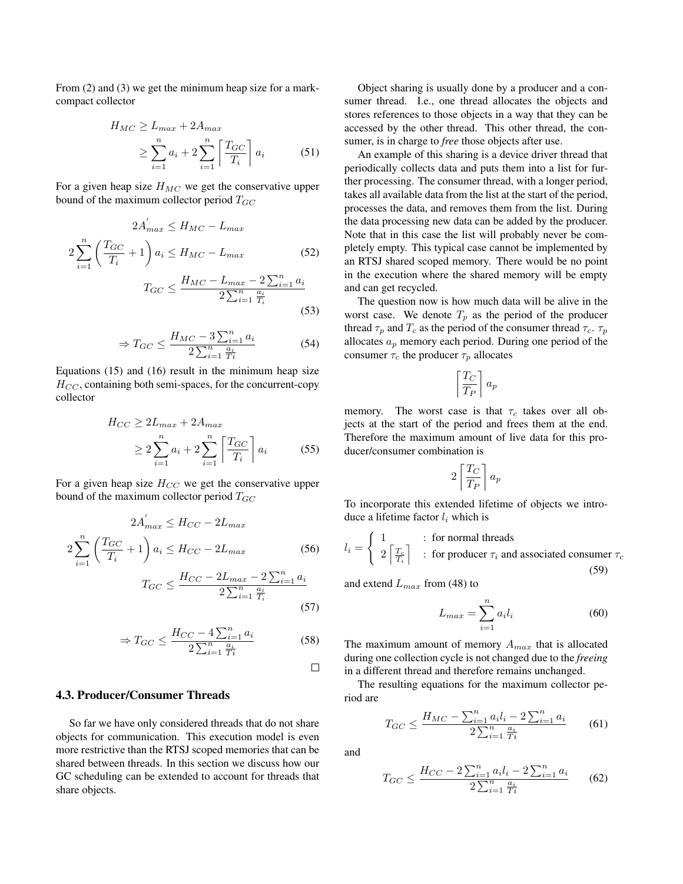From (2) and (3) we get the minimum heap size for a mark-compact collector

$$
\begin{aligned}
H_{MC} &\geq L_{max} + 2A_{max} \\
&\geq \sum_{i=1}^{n} a_i + 2\sum_{i=1}^{n} \left\lceil \frac{T_{GC}}{T_i} \right\rceil a_i \qquad (51)
\end{aligned}
$$

For a given heap size $H_{MC}$ we get the conservative upper bound of the maximum collector period $T_{GC}$

$$
\begin{aligned}
2A_{max}^{'} &\leq H_{MC} - L_{max} \\
2\sum_{i=1}^{n}\left(\frac{T_{GC}}{T_i} + 1\right) a_i &\leq H_{MC} - L_{max} \qquad (52) \\
T_{GC} &\leq \frac{H_{MC} - L_{max} - 2\sum_{i=1}^{n} a_i}{2\sum_{i=1}^{n}\frac{a_i}{T_i}} \qquad (53)
\end{aligned}
$$

$$
\Rightarrow T_{GC} \leq \frac{H_{MC} - 3\sum_{i=1}^{n} a_i}{2\sum_{i=1}^{n}\frac{a_i}{Ti}} \qquad (54)
$$

Equations (15) and (16) result in the minimum heap size $H_{CC}$, containing both semi-spaces, for the concurrent-copy collector

$$
\begin{aligned}
H_{CC} &\geq 2L_{max} + 2A_{max} \\
&\geq 2\sum_{i=1}^{n} a_i + 2\sum_{i=1}^{n} \left\lceil \frac{T_{GC}}{T_i} \right\rceil a_i \qquad (55)
\end{aligned}
$$

For a given heap size $H_{CC}$ we get the conservative upper bound of the maximum collector period $T_{GC}$

$$
\begin{aligned}
2A_{max}^{'} &\leq H_{CC} - 2L_{max} \\
2\sum_{i=1}^{n}\left(\frac{T_{GC}}{T_i} + 1\right) a_i &\leq H_{CC} - 2L_{max} \qquad (56) \\
T_{GC} &\leq \frac{H_{CC} - 2L_{max} - 2\sum_{i=1}^{n} a_i}{2\sum_{i=1}^{n}\frac{a_i}{T_i}} \qquad (57)
\end{aligned}
$$

$$
\Rightarrow T_{GC} \leq \frac{H_{CC} - 4\sum_{i=1}^{n} a_i}{2\sum_{i=1}^{n}\frac{a_i}{Ti}} \qquad (58)
$$

□

### 4.3. Producer/Consumer Threads

So far we have only considered threads that do not share objects for communication. This execution model is even more restrictive than the RTSJ scoped memories that can be shared between threads. In this section we discuss how our GC scheduling can be extended to account for threads that share objects.

Object sharing is usually done by a producer and a consumer thread. I.e., one thread allocates the objects and stores references to those objects in a way that they can be accessed by the other thread. This other thread, the consumer, is in charge to *free* those objects after use.

An example of this sharing is a device driver thread that periodically collects data and puts them into a list for further processing. The consumer thread, with a longer period, takes all available data from the list at the start of the period, processes the data, and removes them from the list. During the data processing new data can be added by the producer. Note that in this case the list will probably never be completely empty. This typical case cannot be implemented by an RTSJ shared scoped memory. There would be no point in the execution where the shared memory will be empty and can get recycled.

The question now is how much data will be alive in the worst case. We denote $T_p$ as the period of the producer thread $\tau_p$ and $T_c$ as the period of the consumer thread $\tau_c$. $\tau_p$ allocates $a_p$ memory each period. During one period of the consumer $\tau_c$ the producer $\tau_p$ allocates

$$
\left\lceil \frac{T_C}{T_P} \right\rceil a_p
$$

memory. The worst case is that $\tau_c$ takes over all objects at the start of the period and frees them at the end. Therefore the maximum amount of live data for this producer/consumer combination is

$$
2\left\lceil \frac{T_C}{T_P} \right\rceil a_p
$$

To incorporate this extended lifetime of objects we introduce a lifetime factor $l_i$ which is

$$
l_i = \begin{cases} 1 & : \text{ for normal threads} \\ 2\left\lceil \frac{T_c}{T_i} \right\rceil & : \text{ for producer } \tau_i \text{ and associated consumer } \tau_c \end{cases} \qquad (59)
$$

and extend $L_{max}$ from (48) to

$$
L_{max} = \sum_{i=1}^{n} a_i l_i \qquad (60)
$$

The maximum amount of memory $A_{max}$ that is allocated during one collection cycle is not changed due to the *freeing* in a different thread and therefore remains unchanged.

The resulting equations for the maximum collector period are

$$
T_{GC} \leq \frac{H_{MC} - \sum_{i=1}^{n} a_i l_i - 2\sum_{i=1}^{n} a_i}{2\sum_{i=1}^{n}\frac{a_i}{Ti}} \qquad (61)
$$

and

$$
T_{GC} \leq \frac{H_{CC} - 2\sum_{i=1}^{n} a_i l_i - 2\sum_{i=1}^{n} a_i}{2\sum_{i=1}^{n}\frac{a_i}{Ti}} \qquad (62)
$$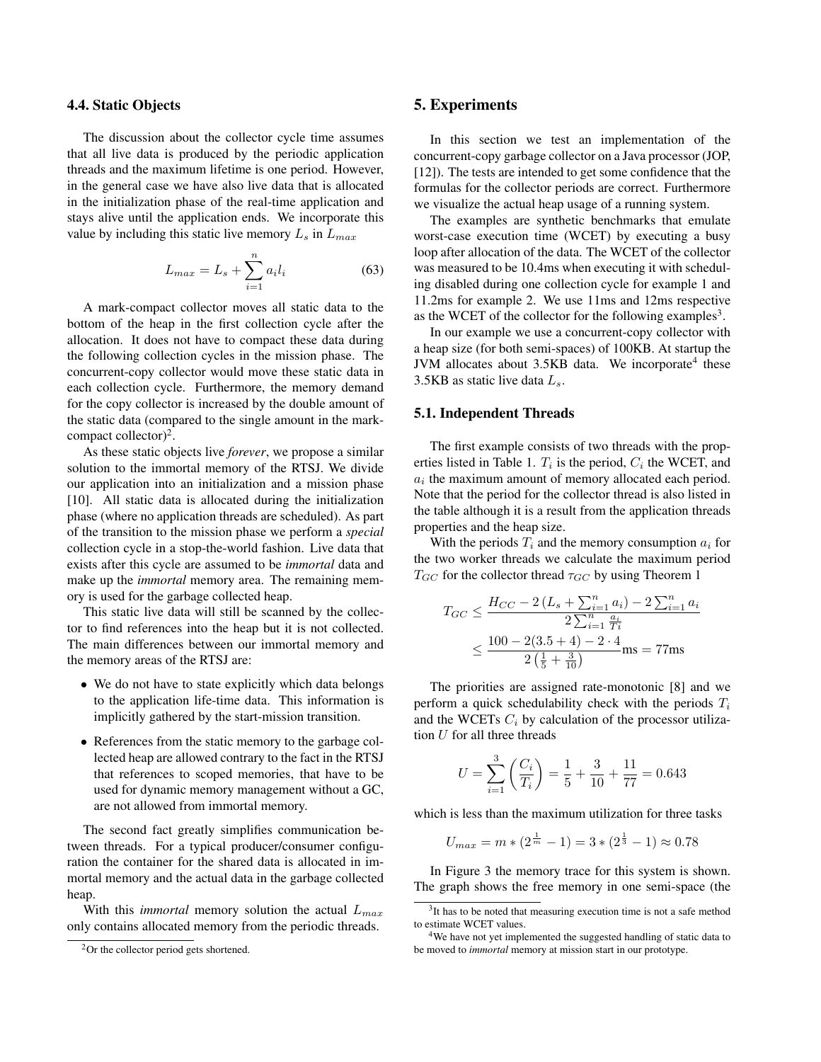### 4.4. Static Objects

The discussion about the collector cycle time assumes that all live data is produced by the periodic application threads and the maximum lifetime is one period. However, in the general case we have also live data that is allocated in the initialization phase of the real-time application and stays alive until the application ends. We incorporate this value by including this static live memory $L_s$ in $L_{max}$

$$L_{max} = L_s + \sum_{i=1}^{n} a_i l_i \tag{63}$$

A mark-compact collector moves all static data to the bottom of the heap in the first collection cycle after the allocation. It does not have to compact these data during the following collection cycles in the mission phase. The concurrent-copy collector would move these static data in each collection cycle. Furthermore, the memory demand for the copy collector is increased by the double amount of the static data (compared to the single amount in the mark-compact collector)[2].

As these static objects live *forever*, we propose a similar solution to the immortal memory of the RTSJ. We divide our application into an initialization and a mission phase [10]. All static data is allocated during the initialization phase (where no application threads are scheduled). As part of the transition to the mission phase we perform a *special* collection cycle in a stop-the-world fashion. Live data that exists after this cycle are assumed to be *immortal* data and make up the *immortal* memory area. The remaining memory is used for the garbage collected heap.

This static live data will still be scanned by the collector to find references into the heap but it is not collected. The main differences between our immortal memory and the memory areas of the RTSJ are:

- We do not have to state explicitly which data belongs to the application life-time data. This information is implicitly gathered by the start-mission transition.
- References from the static memory to the garbage collected heap are allowed contrary to the fact in the RTSJ that references to scoped memories, that have to be used for dynamic memory management without a GC, are not allowed from immortal memory.

The second fact greatly simplifies communication between threads. For a typical producer/consumer configuration the container for the shared data is allocated in immortal memory and the actual data in the garbage collected heap.

With this *immortal* memory solution the actual $L_{max}$ only contains allocated memory from the periodic threads.

[2] Or the collector period gets shortened.

## 5. Experiments

In this section we test an implementation of the concurrent-copy garbage collector on a Java processor (JOP, [12]). The tests are intended to get some confidence that the formulas for the collector periods are correct. Furthermore we visualize the actual heap usage of a running system.

The examples are synthetic benchmarks that emulate worst-case execution time (WCET) by executing a busy loop after allocation of the data. The WCET of the collector was measured to be 10.4ms when executing it with scheduling disabled during one collection cycle for example 1 and 11.2ms for example 2. We use 11ms and 12ms respective as the WCET of the collector for the following examples[3].

In our example we use a concurrent-copy collector with a heap size (for both semi-spaces) of 100KB. At startup the JVM allocates about 3.5KB data. We incorporate[4] these 3.5KB as static live data $L_s$.

### 5.1. Independent Threads

The first example consists of two threads with the properties listed in Table 1. $T_i$ is the period, $C_i$ the WCET, and $a_i$ the maximum amount of memory allocated each period. Note that the period for the collector thread is also listed in the table although it is a result from the application threads properties and the heap size.

With the periods $T_i$ and the memory consumption $a_i$ for the two worker threads we calculate the maximum period $T_{GC}$ for the collector thread $\tau_{GC}$ by using Theorem 1

$$\begin{aligned} T_{GC} &\leq \frac{H_{CC} - 2\left(L_s + \sum_{i=1}^{n} a_i\right) - 2\sum_{i=1}^{n} a_i}{2\sum_{i=1}^{n} \frac{a_i}{Ti}} \\ &\leq \frac{100 - 2(3.5 + 4) - 2 \cdot 4}{2\left(\frac{1}{5} + \frac{3}{10}\right)}\text{ms} = 77\text{ms} \end{aligned}$$

The priorities are assigned rate-monotonic [8] and we perform a quick schedulability check with the periods $T_i$ and the WCETs $C_i$ by calculation of the processor utilization $U$ for all three threads

$$U = \sum_{i=1}^{3} \left(\frac{C_i}{T_i}\right) = \frac{1}{5} + \frac{3}{10} + \frac{11}{77} = 0.643$$

which is less than the maximum utilization for three tasks

$$U_{max} = m * (2^{\frac{1}{m}} - 1) = 3 * (2^{\frac{1}{3}} - 1) \approx 0.78$$

In Figure 3 the memory trace for this system is shown. The graph shows the free memory in one semi-space (the

[3] It has to be noted that measuring execution time is not a safe method to estimate WCET values.

[4] We have not yet implemented the suggested handling of static data to be moved to *immortal* memory at mission start in our prototype.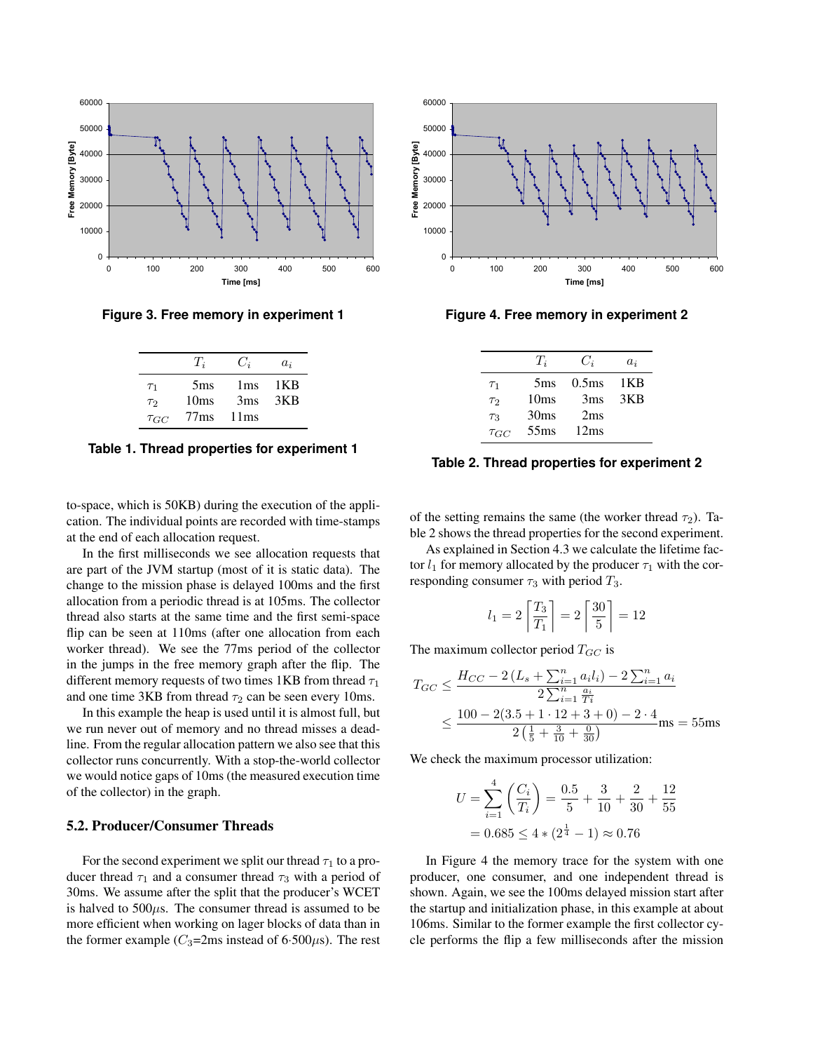Figure 3. Free memory in experiment 1

Figure 4. Free memory in experiment 2

|  | $T_i$ | $C_i$ | $a_i$ |
|---|---|---|---|
| $\tau_1$ | 5ms | 1ms | 1KB |
| $\tau_2$ | 10ms | 3ms | 3KB |
| $\tau_{GC}$ | 77ms | 11ms |  |

**Table 1. Thread properties for experiment 1**

|  | $T_i$ | $C_i$ | $a_i$ |
|---|---|---|---|
| $\tau_1$ | 5ms | 0.5ms | 1KB |
| $\tau_2$ | 10ms | 3ms | 3KB |
| $\tau_3$ | 30ms | 2ms |  |
| $\tau_{GC}$ | 55ms | 12ms |  |

**Table 2. Thread properties for experiment 2**

to-space, which is 50KB) during the execution of the application. The individual points are recorded with time-stamps at the end of each allocation request.

In the first milliseconds we see allocation requests that are part of the JVM startup (most of it is static data). The change to the mission phase is delayed 100ms and the first allocation from a periodic thread is at 105ms. The collector thread also starts at the same time and the first semi-space flip can be seen at 110ms (after one allocation from each worker thread). We see the 77ms period of the collector in the jumps in the free memory graph after the flip. The different memory requests of two times 1KB from thread $\tau_1$ and one time 3KB from thread $\tau_2$ can be seen every 10ms.

In this example the heap is used until it is almost full, but we run never out of memory and no thread misses a deadline. From the regular allocation pattern we also see that this collector runs concurrently. With a stop-the-world collector we would notice gaps of 10ms (the measured execution time of the collector) in the graph.

## 5.2. Producer/Consumer Threads

For the second experiment we split our thread $\tau_1$ to a producer thread $\tau_1$ and a consumer thread $\tau_3$ with a period of 30ms. We assume after the split that the producer's WCET is halved to 500$\mu$s. The consumer thread is assumed to be more efficient when working on lager blocks of data than in the former example ($C_3$=2ms instead of 6·500$\mu$s). The rest of the setting remains the same (the worker thread $\tau_2$). Table 2 shows the thread properties for the second experiment.

As explained in Section 4.3 we calculate the lifetime factor $l_1$ for memory allocated by the producer $\tau_1$ with the corresponding consumer $\tau_3$ with period $T_3$.

$$l_1 = 2\left\lceil\frac{T_3}{T_1}\right\rceil = 2\left\lceil\frac{30}{5}\right\rceil = 12$$

The maximum collector period $T_{GC}$ is

$$\begin{aligned} T_{GC} &\leq \frac{H_{CC} - 2\left(L_s + \sum_{i=1}^{n} a_i l_i\right) - 2\sum_{i=1}^{n} a_i}{2\sum_{i=1}^{n}\frac{a_i}{T_i}} \\ &\leq \frac{100 - 2(3.5 + 1\cdot 12 + 3 + 0) - 2\cdot 4}{2\left(\frac{1}{5} + \frac{3}{10} + \frac{0}{30}\right)}\text{ms} = 55\text{ms} \end{aligned}$$

We check the maximum processor utilization:

$$\begin{aligned} U &= \sum_{i=1}^{4}\left(\frac{C_i}{T_i}\right) = \frac{0.5}{5} + \frac{3}{10} + \frac{2}{30} + \frac{12}{55} \\ &= 0.685 \leq 4 * (2^{\frac{1}{4}} - 1) \approx 0.76 \end{aligned}$$

In Figure 4 the memory trace for the system with one producer, one consumer, and one independent thread is shown. Again, we see the 100ms delayed mission start after the startup and initialization phase, in this example at about 106ms. Similar to the former example the first collector cycle performs the flip a few milliseconds after the mission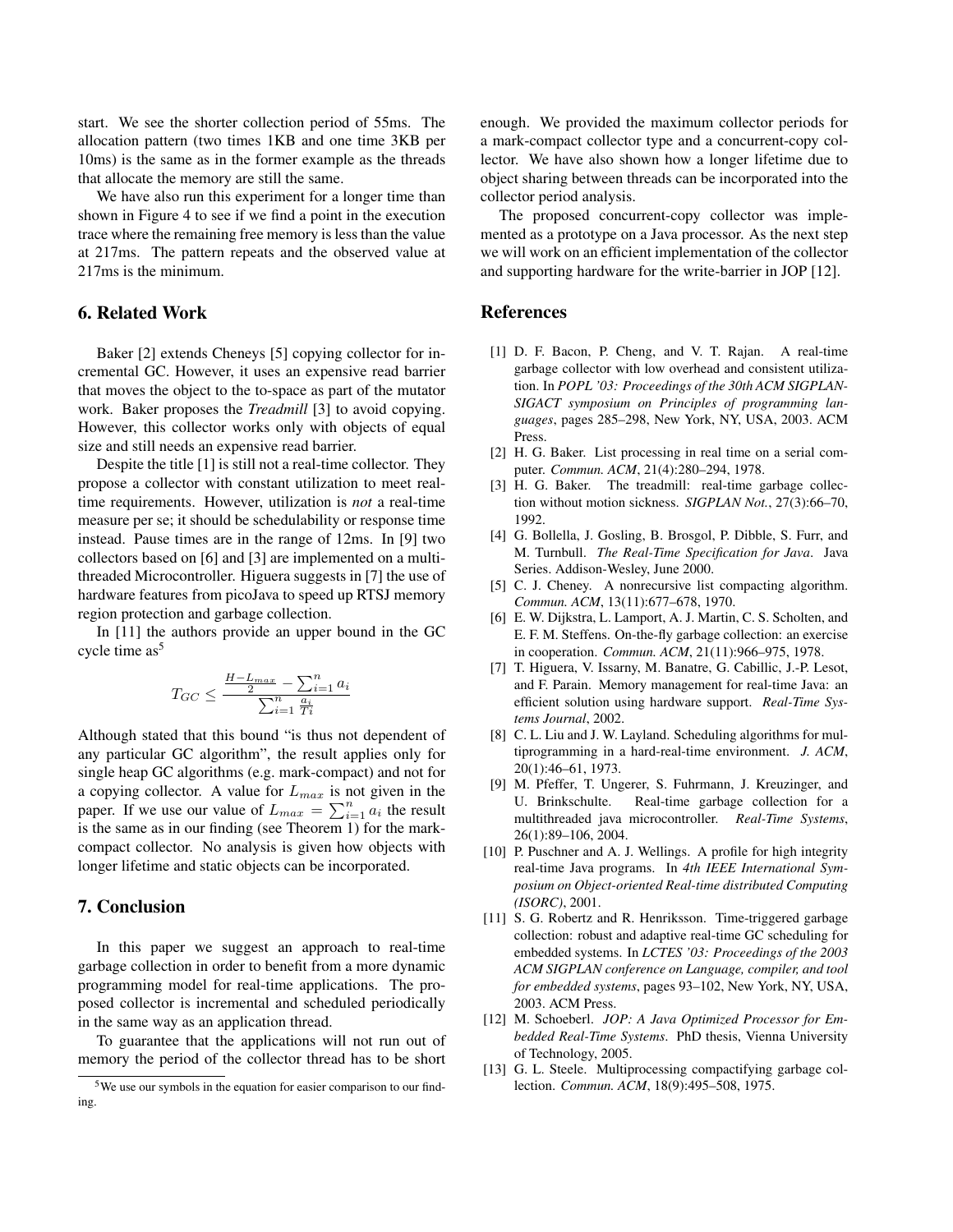start. We see the shorter collection period of 55ms. The allocation pattern (two times 1KB and one time 3KB per 10ms) is the same as in the former example as the threads that allocate the memory are still the same.

We have also run this experiment for a longer time than shown in Figure 4 to see if we find a point in the execution trace where the remaining free memory is less than the value at 217ms. The pattern repeats and the observed value at 217ms is the minimum.

## 6. Related Work

Baker [2] extends Cheneys [5] copying collector for incremental GC. However, it uses an expensive read barrier that moves the object to the to-space as part of the mutator work. Baker proposes the *Treadmill* [3] to avoid copying. However, this collector works only with objects of equal size and still needs an expensive read barrier.

Despite the title [1] is still not a real-time collector. They propose a collector with constant utilization to meet real-time requirements. However, utilization is *not* a real-time measure per se; it should be schedulability or response time instead. Pause times are in the range of 12ms. In [9] two collectors based on [6] and [3] are implemented on a multithreaded Microcontroller. Higuera suggests in [7] the use of hardware features from picoJava to speed up RTSJ memory region protection and garbage collection.

In [11] the authors provide an upper bound in the GC cycle time as[5]

$$T_{GC} \leq \frac{\frac{H-L_{max}}{2} - \sum_{i=1}^{n} a_i}{\sum_{i=1}^{n} \frac{a_i}{Ti}}$$

Although stated that this bound "is thus not dependent of any particular GC algorithm", the result applies only for single heap GC algorithms (e.g. mark-compact) and not for a copying collector. A value for $L_{max}$ is not given in the paper. If we use our value of $L_{max} = \sum_{i=1}^{n} a_i$ the result is the same as in our finding (see Theorem 1) for the mark-compact collector. No analysis is given how objects with longer lifetime and static objects can be incorporated.

## 7. Conclusion

In this paper we suggest an approach to real-time garbage collection in order to benefit from a more dynamic programming model for real-time applications. The proposed collector is incremental and scheduled periodically in the same way as an application thread.

To guarantee that the applications will not run out of memory the period of the collector thread has to be short enough. We provided the maximum collector periods for a mark-compact collector type and a concurrent-copy collector. We have also shown how a longer lifetime due to object sharing between threads can be incorporated into the collector period analysis.

The proposed concurrent-copy collector was implemented as a prototype on a Java processor. As the next step we will work on an efficient implementation of the collector and supporting hardware for the write-barrier in JOP [12].

[5] We use our symbols in the equation for easier comparison to our finding.

## References

[1] D. F. Bacon, P. Cheng, and V. T. Rajan. A real-time garbage collector with low overhead and consistent utilization. In *POPL '03: Proceedings of the 30th ACM SIGPLAN-SIGACT symposium on Principles of programming languages*, pages 285–298, New York, NY, USA, 2003. ACM Press.

[2] H. G. Baker. List processing in real time on a serial computer. *Commun. ACM*, 21(4):280–294, 1978.

[3] H. G. Baker. The treadmill: real-time garbage collection without motion sickness. *SIGPLAN Not.*, 27(3):66–70, 1992.

[4] G. Bollella, J. Gosling, B. Brosgol, P. Dibble, S. Furr, and M. Turnbull. *The Real-Time Specification for Java*. Java Series. Addison-Wesley, June 2000.

[5] C. J. Cheney. A nonrecursive list compacting algorithm. *Commun. ACM*, 13(11):677–678, 1970.

[6] E. W. Dijkstra, L. Lamport, A. J. Martin, C. S. Scholten, and E. F. M. Steffens. On-the-fly garbage collection: an exercise in cooperation. *Commun. ACM*, 21(11):966–975, 1978.

[7] T. Higuera, V. Issarny, M. Banatre, G. Cabillic, J.-P. Lesot, and F. Parain. Memory management for real-time Java: an efficient solution using hardware support. *Real-Time Systems Journal*, 2002.

[8] C. L. Liu and J. W. Layland. Scheduling algorithms for multiprogramming in a hard-real-time environment. *J. ACM*, 20(1):46–61, 1973.

[9] M. Pfeffer, T. Ungerer, S. Fuhrmann, J. Kreuzinger, and U. Brinkschulte. Real-time garbage collection for a multithreaded java microcontroller. *Real-Time Systems*, 26(1):89–106, 2004.

[10] P. Puschner and A. J. Wellings. A profile for high integrity real-time Java programs. In *4th IEEE International Symposium on Object-oriented Real-time distributed Computing (ISORC)*, 2001.

[11] S. G. Robertz and R. Henriksson. Time-triggered garbage collection: robust and adaptive real-time GC scheduling for embedded systems. In *LCTES '03: Proceedings of the 2003 ACM SIGPLAN conference on Language, compiler, and tool for embedded systems*, pages 93–102, New York, NY, USA, 2003. ACM Press.

[12] M. Schoeberl. *JOP: A Java Optimized Processor for Embedded Real-Time Systems*. PhD thesis, Vienna University of Technology, 2005.

[13] G. L. Steele. Multiprocessing compactifying garbage collection. *Commun. ACM*, 18(9):495–508, 1975.